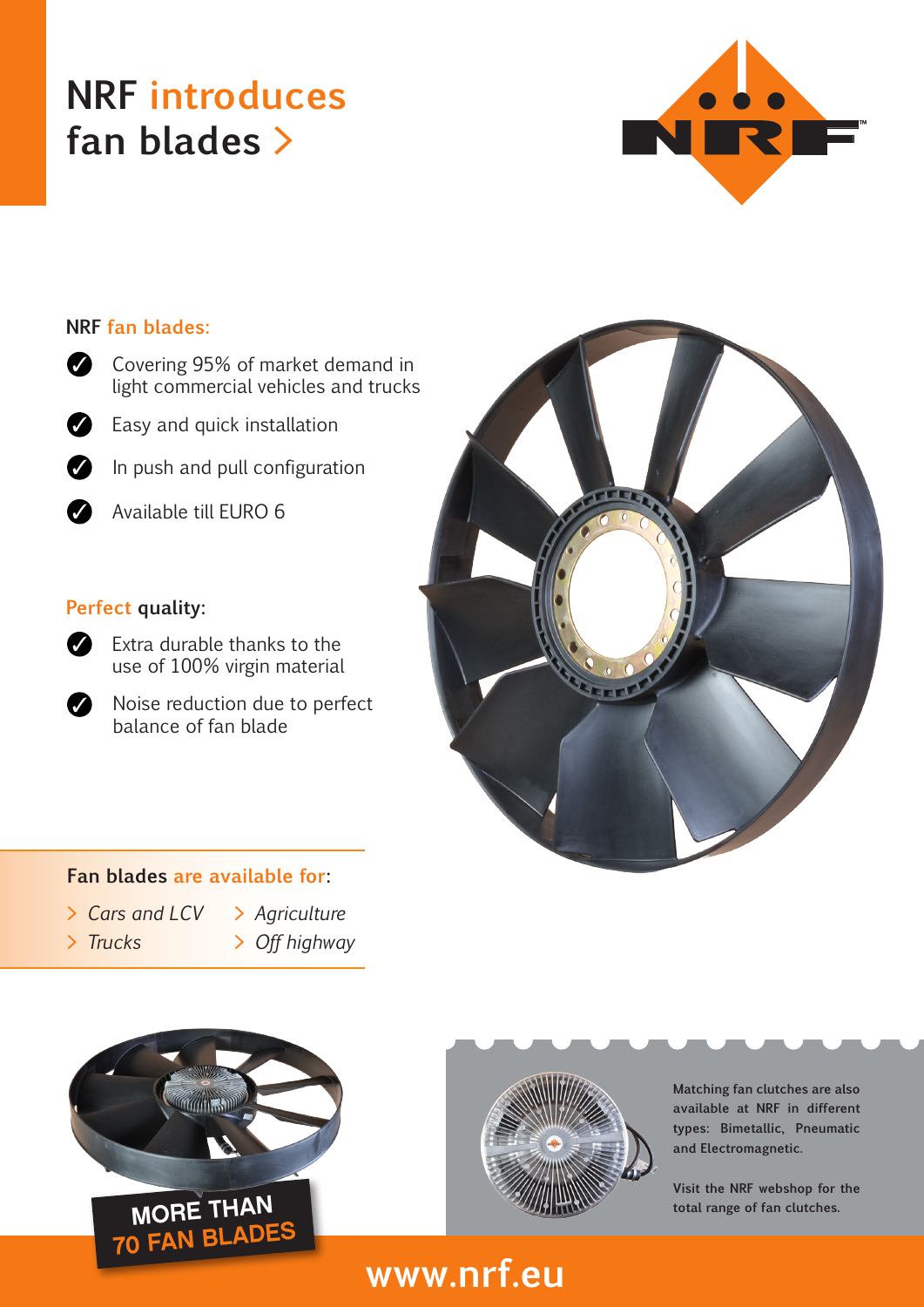# NRF introduces fan blades >

### NRF fan blades:

- Covering 95% of market demand in light commercial vehicles and trucks
- Easy and quick installation
- In push and pull configuration
- Available till EURO 6

### Perfect quality:

- Extra durable thanks to the use of 100% virgin material
- Noise reduction due to perfect balance of fan blade

### Fan blades are available for:

- > *Cars and LCV*
- > *Trucks*
- > *Agriculture*
- > *Off highway*

MORE THAN 70 FAN BLADES

Matching fan clutches are also available at NRF in different types: Bimetallic, Pneumatic and Electromagnetic.

Visit the NRF webshop for the total range of fan clutches.

www.nrf.eu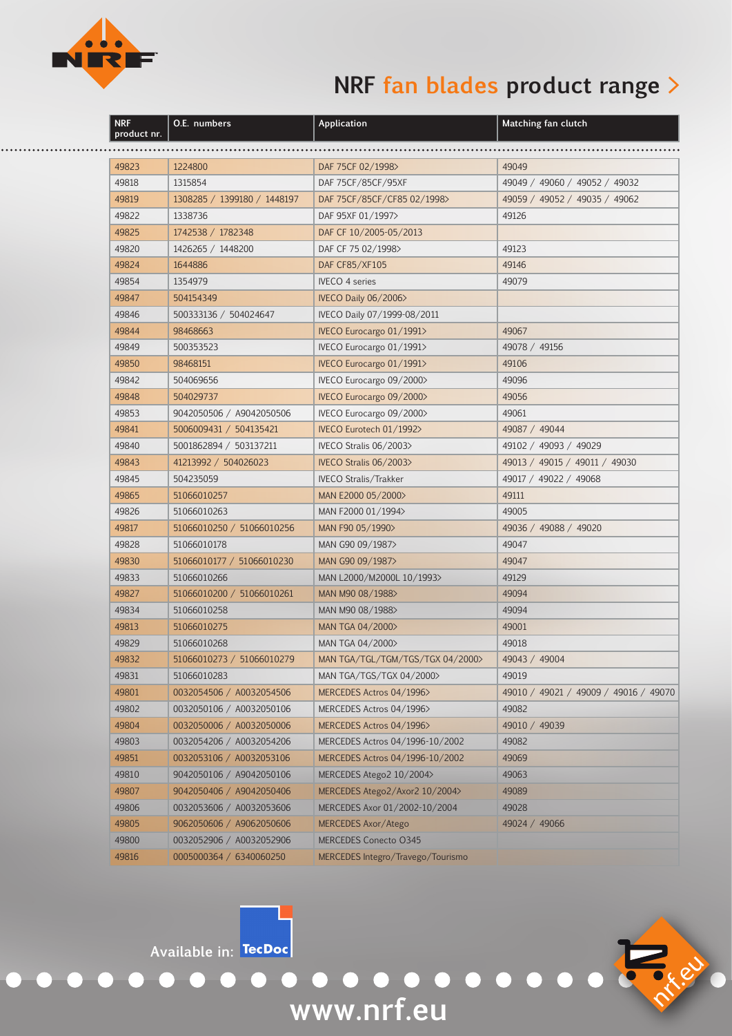## NRF fan blades product range >

| NRF product nr. | O.E. numbers | Application | Matching fan clutch |
|---|---|---|---|
| 49823 | 1224800 | DAF 75CF 02/1998> | 49049 |
| 49818 | 1315854 | DAF 75CF/85CF/95XF | 49049 / 49060 / 49052 / 49032 |
| 49819 | 1308285 / 1399180 / 1448197 | DAF 75CF/85CF/CF85 02/1998> | 49059 / 49052 / 49035 / 49062 |
| 49822 | 1338736 | DAF 95XF 01/1997> | 49126 |
| 49825 | 1742538 / 1782348 | DAF CF 10/2005-05/2013 | |
| 49820 | 1426265 / 1448200 | DAF CF 75 02/1998> | 49123 |
| 49824 | 1644886 | DAF CF85/XF105 | 49146 |
| 49854 | 1354979 | IVECO 4 series | 49079 |
| 49847 | 504154349 | IVECO Daily 06/2006> | |
| 49846 | 500333136 / 504024647 | IVECO Daily 07/1999-08/2011 | |
| 49844 | 98468663 | IVECO Eurocargo 01/1991> | 49067 |
| 49849 | 500353523 | IVECO Eurocargo 01/1991> | 49078 / 49156 |
| 49850 | 98468151 | IVECO Eurocargo 01/1991> | 49106 |
| 49842 | 504069656 | IVECO Eurocargo 09/2000> | 49096 |
| 49848 | 504029737 | IVECO Eurocargo 09/2000> | 49056 |
| 49853 | 9042050506 / A9042050506 | IVECO Eurocargo 09/2000> | 49061 |
| 49841 | 5006009431 / 504135421 | IVECO Eurotech 01/1992> | 49087 / 49044 |
| 49840 | 5001862894 / 503137211 | IVECO Stralis 06/2003> | 49102 / 49093 / 49029 |
| 49843 | 41213992 / 504026023 | IVECO Stralis 06/2003> | 49013 / 49015 / 49011 / 49030 |
| 49845 | 504235059 | IVECO Stralis/Trakker | 49017 / 49022 / 49068 |
| 49865 | 51066010257 | MAN E2000 05/2000> | 49111 |
| 49826 | 51066010263 | MAN F2000 01/1994> | 49005 |
| 49817 | 51066010250 / 51066010256 | MAN F90 05/1990> | 49036 / 49088 / 49020 |
| 49828 | 51066010178 | MAN G90 09/1987> | 49047 |
| 49830 | 51066010177 / 51066010230 | MAN G90 09/1987> | 49047 |
| 49833 | 51066010266 | MAN L2000/M2000L 10/1993> | 49129 |
| 49827 | 51066010200 / 51066010261 | MAN M90 08/1988> | 49094 |
| 49834 | 51066010258 | MAN M90 08/1988> | 49094 |
| 49813 | 51066010275 | MAN TGA 04/2000> | 49001 |
| 49829 | 51066010268 | MAN TGA 04/2000> | 49018 |
| 49832 | 51066010273 / 51066010279 | MAN TGA/TGL/TGM/TGS/TGX 04/2000> | 49043 / 49004 |
| 49831 | 51066010283 | MAN TGA/TGS/TGX 04/2000> | 49019 |
| 49801 | 0032054506 / A0032054506 | MERCEDES Actros 04/1996> | 49010 / 49021 / 49009 / 49016 / 49070 |
| 49802 | 0032050106 / A0032050106 | MERCEDES Actros 04/1996> | 49082 |
| 49804 | 0032050006 / A0032050006 | MERCEDES Actros 04/1996> | 49010 / 49039 |
| 49803 | 0032054206 / A0032054206 | MERCEDES Actros 04/1996-10/2002 | 49082 |
| 49851 | 0032053106 / A0032053106 | MERCEDES Actros 04/1996-10/2002 | 49069 |
| 49810 | 9042050106 / A9042050106 | MERCEDES Atego2 10/2004> | 49063 |
| 49807 | 9042050406 / A9042050406 | MERCEDES Atego2/Axor2 10/2004> | 49089 |
| 49806 | 0032053606 / A0032053606 | MERCEDES Axor 01/2002-10/2004 | 49028 |
| 49805 | 9062050606 / A9062050606 | MERCEDES Axor/Atego | 49024 / 49066 |
| 49800 | 0032052906 / A0032052906 | MERCEDES Conecto O345 | |
| 49816 | 0005000364 / 6340060250 | MERCEDES Integro/Travego/Tourismo | |

Available in: TecDoc

www.nrf.eu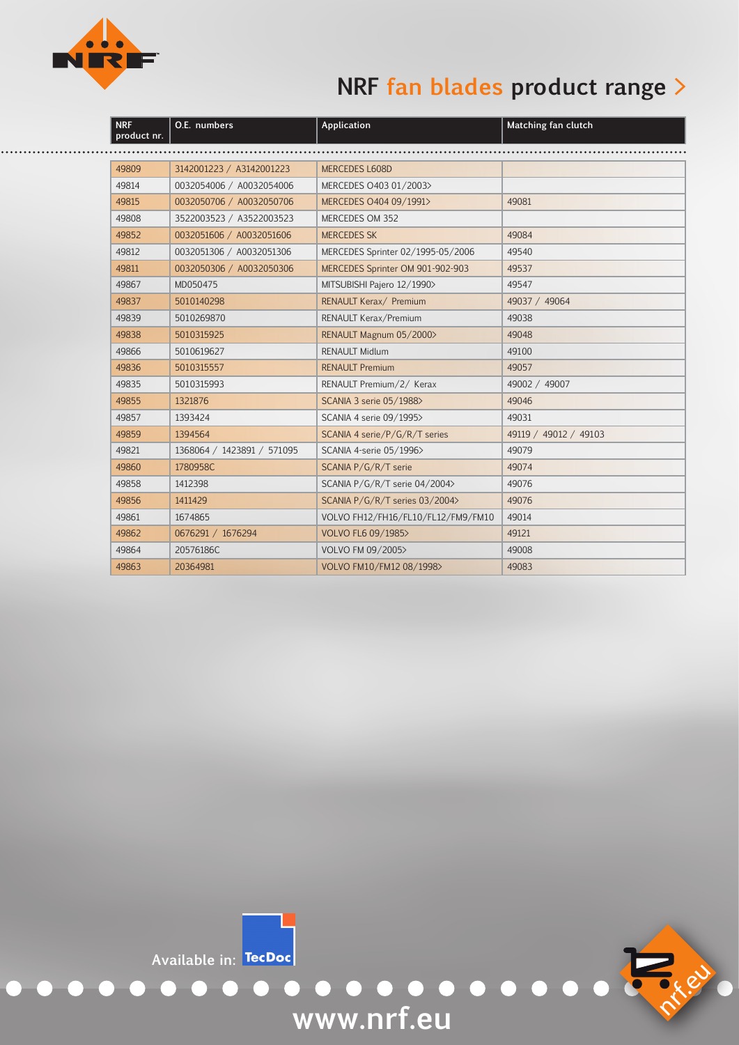# NRF fan blades product range >

| NRF product nr. | O.E. numbers | Application | Matching fan clutch |
|---|---|---|---|
| 49809 | 3142001223 / A3142001223 | MERCEDES L608D | |
| 49814 | 0032054006 / A0032054006 | MERCEDES O403 01/2003> | |
| 49815 | 0032050706 / A0032050706 | MERCEDES O404 09/1991> | 49081 |
| 49808 | 3522003523 / A3522003523 | MERCEDES OM 352 | |
| 49852 | 0032051606 / A0032051606 | MERCEDES SK | 49084 |
| 49812 | 0032051306 / A0032051306 | MERCEDES Sprinter 02/1995-05/2006 | 49540 |
| 49811 | 0032050306 / A0032050306 | MERCEDES Sprinter OM 901-902-903 | 49537 |
| 49867 | MD050475 | MITSUBISHI Pajero 12/1990> | 49547 |
| 49837 | 5010140298 | RENAULT Kerax/ Premium | 49037 / 49064 |
| 49839 | 5010269870 | RENAULT Kerax/Premium | 49038 |
| 49838 | 5010315925 | RENAULT Magnum 05/2000> | 49048 |
| 49866 | 5010619627 | RENAULT Midlum | 49100 |
| 49836 | 5010315557 | RENAULT Premium | 49057 |
| 49835 | 5010315993 | RENAULT Premium/2/ Kerax | 49002 / 49007 |
| 49855 | 1321876 | SCANIA 3 serie 05/1988> | 49046 |
| 49857 | 1393424 | SCANIA 4 serie 09/1995> | 49031 |
| 49859 | 1394564 | SCANIA 4 serie/P/G/R/T series | 49119 / 49012 / 49103 |
| 49821 | 1368064 / 1423891 / 571095 | SCANIA 4-serie 05/1996> | 49079 |
| 49860 | 1780958C | SCANIA P/G/R/T serie | 49074 |
| 49858 | 1412398 | SCANIA P/G/R/T serie 04/2004> | 49076 |
| 49856 | 1411429 | SCANIA P/G/R/T series 03/2004> | 49076 |
| 49861 | 1674865 | VOLVO FH12/FH16/FL10/FL12/FM9/FM10 | 49014 |
| 49862 | 0676291 / 1676294 | VOLVO FL6 09/1985> | 49121 |
| 49864 | 20576186C | VOLVO FM 09/2005> | 49008 |
| 49863 | 20364981 | VOLVO FM10/FM12 08/1998> | 49083 |

Available in: TecDoc

www.nrf.eu